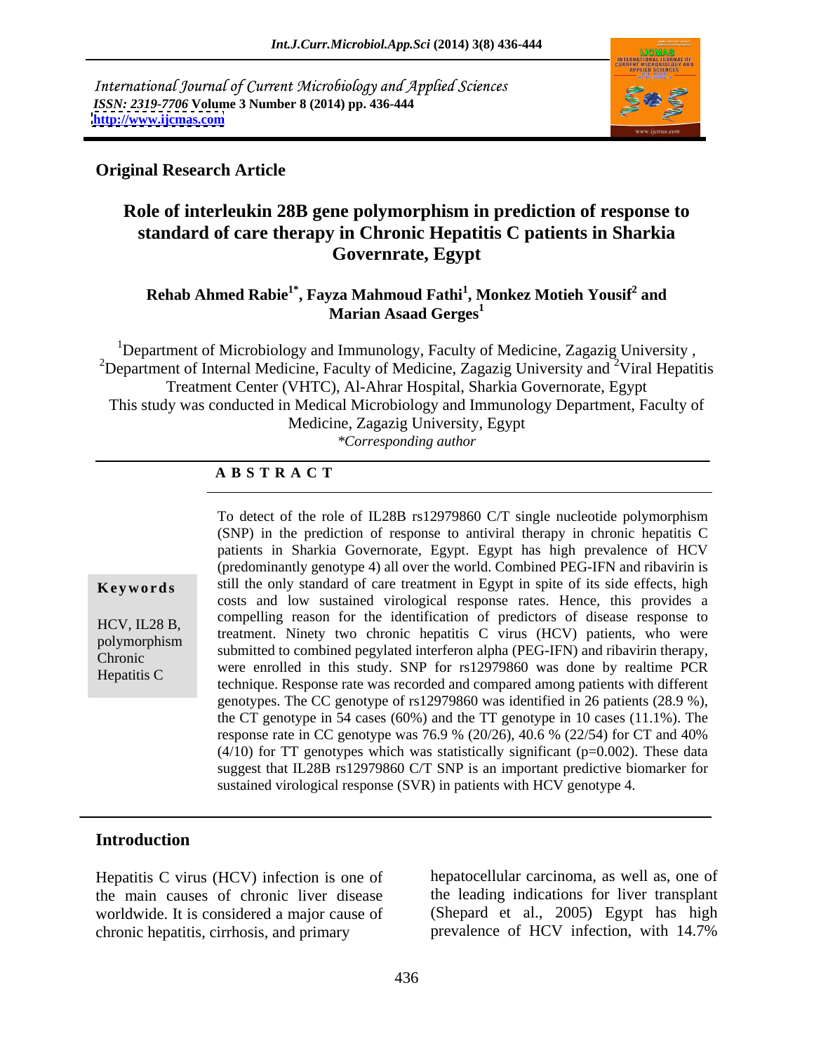International Journal of Current Microbiology and Applied Sciences
*ISSN: 2319-7706* **Volume 3 Number 8 (2014) pp. 436-444**
**http://www.ijcmas.com**

**Original Research Article**

# Role of interleukin 28B gene polymorphism in prediction of response to standard of care therapy in Chronic Hepatitis C patients in Sharkia Governrate, Egypt

**Rehab Ahmed Rabie[1*], Fayza Mahmoud Fathi[1], Monkez Motieh Yousif[2] and Marian Asaad Gerges[1]**

[1]Department of Microbiology and Immunology, Faculty of Medicine, Zagazig University ,
[2]Department of Internal Medicine, Faculty of Medicine, Zagazig University and [2]Viral Hepatitis Treatment Center (VHTC), Al-Ahrar Hospital, Sharkia Governorate, Egypt
This study was conducted in Medical Microbiology and Immunology Department, Faculty of Medicine, Zagazig University, Egypt
*\*Corresponding author*

## A B S T R A C T

**Keywords**

HCV, IL28 B, polymorphism Chronic Hepatitis C

To detect of the role of IL28B rs12979860 C/T single nucleotide polymorphism (SNP) in the prediction of response to antiviral therapy in chronic hepatitis C patients in Sharkia Governorate, Egypt. Egypt has high prevalence of HCV (predominantly genotype 4) all over the world. Combined PEG-IFN and ribavirin is still the only standard of care treatment in Egypt in spite of its side effects, high costs and low sustained virological response rates. Hence, this provides a compelling reason for the identification of predictors of disease response to treatment. Ninety two chronic hepatitis C virus (HCV) patients, who were submitted to combined pegylated interferon alpha (PEG-IFN) and ribavirin therapy, were enrolled in this study. SNP for rs12979860 was done by realtime PCR technique. Response rate was recorded and compared among patients with different genotypes. The CC genotype of rs12979860 was identified in 26 patients (28.9 %), the CT genotype in 54 cases (60%) and the TT genotype in 10 cases (11.1%). The response rate in CC genotype was 76.9 % (20/26), 40.6 % (22/54) for CT and 40% (4/10) for TT genotypes which was statistically significant (p=0.002). These data suggest that IL28B rs12979860 C/T SNP is an important predictive biomarker for sustained virological response (SVR) in patients with HCV genotype 4.

## Introduction

Hepatitis C virus (HCV) infection is one of the main causes of chronic liver disease worldwide. It is considered a major cause of chronic hepatitis, cirrhosis, and primary hepatocellular carcinoma, as well as, one of the leading indications for liver transplant (Shepard et al., 2005) Egypt has high prevalence of HCV infection, with 14.7%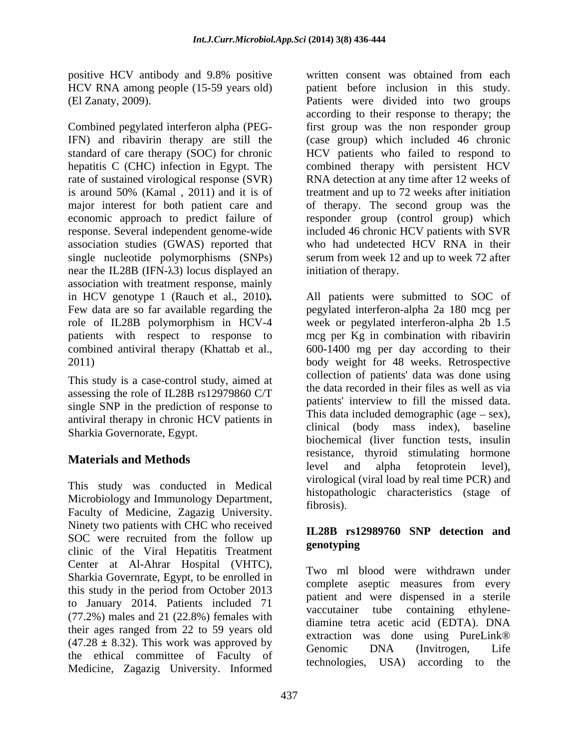positive HCV antibody and 9.8% positive HCV RNA among people (15-59 years old) (El Zanaty, 2009).

Combined pegylated interferon alpha (PEG-IFN) and ribavirin therapy are still the standard of care therapy (SOC) for chronic hepatitis C (CHC) infection in Egypt. The rate of sustained virological response (SVR) is around 50% (Kamal , 2011) and it is of major interest for both patient care and economic approach to predict failure of response. Several independent genome-wide association studies (GWAS) reported that single nucleotide polymorphisms (SNPs) near the IL28B (IFN-λ3) locus displayed an association with treatment response, mainly in HCV genotype 1 (Rauch et al., 2010**.** Few data are so far available regarding the role of IL28B polymorphism in HCV-4 patients with respect to response to combined antiviral therapy (Khattab et al., 2011)

This study is a case-control study, aimed at assessing the role of IL28B rs12979860 C/T single SNP in the prediction of response to antiviral therapy in chronic HCV patients in Sharkia Governorate, Egypt.

## Materials and Methods

This study was conducted in Medical Microbiology and Immunology Department, Faculty of Medicine, Zagazig University. Ninety two patients with CHC who received SOC were recruited from the follow up clinic of the Viral Hepatitis Treatment Center at Al-Ahrar Hospital (VHTC), Sharkia Governrate, Egypt, to be enrolled in this study in the period from October 2013 to January 2014. Patients included 71 (77.2%) males and 21 (22.8%) females with their ages ranged from 22 to 59 years old (47.28 ± 8.32). This work was approved by the ethical committee of Faculty of Medicine, Zagazig University. Informed written consent was obtained from each patient before inclusion in this study. Patients were divided into two groups according to their response to therapy; the first group was the non responder group (case group) which included 46 chronic HCV patients who failed to respond to combined therapy with persistent HCV RNA detection at any time after 12 weeks of treatment and up to 72 weeks after initiation of therapy. The second group was the responder group (control group) which included 46 chronic HCV patients with SVR who had undetected HCV RNA in their serum from week 12 and up to week 72 after initiation of therapy.

All patients were submitted to SOC of pegylated interferon-alpha 2a 180 mcg per week or pegylated interferon-alpha 2b 1.5 mcg per Kg in combination with ribavirin 600-1400 mg per day according to their body weight for 48 weeks. Retrospective collection of patients' data was done using the data recorded in their files as well as via patients' interview to fill the missed data. This data included demographic (age – sex), clinical (body mass index), baseline biochemical (liver function tests, insulin resistance, thyroid stimulating hormone level and alpha fetoprotein level), virological (viral load by real time PCR) and histopathologic characteristics (stage of fibrosis).

### IL28B rs12989760 SNP detection and genotyping

Two ml blood were withdrawn under complete aseptic measures from every patient and were dispensed in a sterile vaccutainer tube containing ethylene-diamine tetra acetic acid (EDTA). DNA extraction was done using PureLink® Genomic DNA (Invitrogen, Life technologies, USA) according to the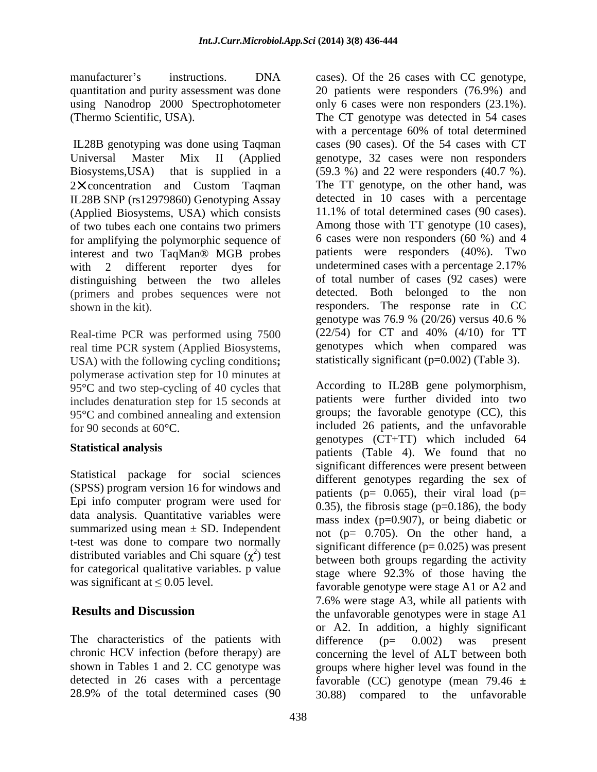manufacturer's instructions. DNA quantitation and purity assessment was done using Nanodrop 2000 Spectrophotometer (Thermo Scientific, USA).

IL28B genotyping was done using Taqman Universal Master Mix II (Applied Biosystems,USA) that is supplied in a 2× concentration and Custom Taqman IL28B SNP (rs12979860) Genotyping Assay (Applied Biosystems, USA) which consists of two tubes each one contains two primers for amplifying the polymorphic sequence of interest and two TaqMan® MGB probes with 2 different reporter dyes for distinguishing between the two alleles (primers and probes sequences were not shown in the kit).

Real-time PCR was performed using 7500 real time PCR system (Applied Biosystems, USA) with the following cycling conditions**;** polymerase activation step for 10 minutes at 95°C and two step-cycling of 40 cycles that includes denaturation step for 15 seconds at 95°C and combined annealing and extension for 90 seconds at 60°C.

## Statistical analysis

Statistical package for social sciences (SPSS) program version 16 for windows and Epi info computer program were used for data analysis. Quantitative variables were summarized using mean ± SD. Independent t-test was done to compare two normally distributed variables and Chi square ($\chi^2$) test for categorical qualitative variables. p value was significant at ≤ 0.05 level.

## Results and Discussion

The characteristics of the patients with chronic HCV infection (before therapy) are shown in Tables 1 and 2. CC genotype was detected in 26 cases with a percentage 28.9% of the total determined cases (90 cases). Of the 26 cases with CC genotype, 20 patients were responders (76.9%) and only 6 cases were non responders (23.1%). The CT genotype was detected in 54 cases with a percentage 60% of total determined cases (90 cases). Of the 54 cases with CT genotype, 32 cases were non responders (59.3 %) and 22 were responders (40.7 %). The TT genotype, on the other hand, was detected in 10 cases with a percentage 11.1% of total determined cases (90 cases). Among those with TT genotype (10 cases), 6 cases were non responders (60 %) and 4 patients were responders (40%). Two undetermined cases with a percentage 2.17% of total number of cases (92 cases) were detected. Both belonged to the non responders. The response rate in CC genotype was 76.9 % (20/26) versus 40.6 % (22/54) for CT and 40% (4/10) for TT genotypes which when compared was statistically significant (p=0.002) (Table 3).

According to IL28B gene polymorphism, patients were further divided into two groups; the favorable genotype (CC), this included 26 patients, and the unfavorable genotypes (CT+TT) which included 64 patients (Table 4). We found that no significant differences were present between different genotypes regarding the sex of patients (p= 0.065), their viral load (p= 0.35), the fibrosis stage (p=0.186), the body mass index (p=0.907), or being diabetic or not (p= 0.705). On the other hand, a significant difference (p= 0.025) was present between both groups regarding the activity stage where 92.3% of those having the favorable genotype were stage A1 or A2 and 7.6% were stage A3, while all patients with the unfavorable genotypes were in stage A1 or A2. In addition, a highly significant difference (p= 0.002) was present concerning the level of ALT between both groups where higher level was found in the favorable (CC) genotype (mean 79.46 ± 30.88) compared to the unfavorable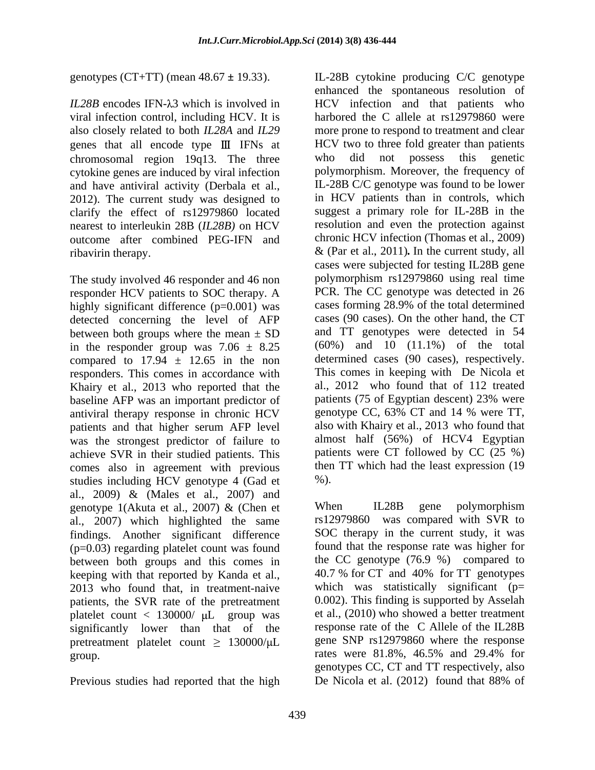genotypes (CT+TT) (mean 48.67 ± 19.33).

*IL28B* encodes IFN-λ3 which is involved in viral infection control, including HCV. It is also closely related to both *IL28A* and *IL29* genes that all encode type Ⅲ IFNs at chromosomal region 19q13. The three cytokine genes are induced by viral infection and have antiviral activity (Derbala et al., 2012). The current study was designed to clarify the effect of rs12979860 located nearest to interleukin 28B (*IL28B)* on HCV outcome after combined PEG-IFN and ribavirin therapy.

The study involved 46 responder and 46 non responder HCV patients to SOC therapy. A highly significant difference (p=0.001) was detected concerning the level of AFP between both groups where the mean ± SD in the responder group was 7.06 ± 8.25 compared to 17.94 ± 12.65 in the non responders. This comes in accordance with Khairy et al., 2013 who reported that the baseline AFP was an important predictor of antiviral therapy response in chronic HCV patients and that higher serum AFP level was the strongest predictor of failure to achieve SVR in their studied patients. This comes also in agreement with previous studies including HCV genotype 4 (Gad et al., 2009) & (Males et al., 2007) and genotype 1(Akuta et al., 2007) & (Chen et al., 2007) which highlighted the same findings. Another significant difference (p=0.03) regarding platelet count was found between both groups and this comes in keeping with that reported by Kanda et al., 2013 who found that, in treatment-naive patients, the SVR rate of the pretreatment platelet count < 130000/ μL group was significantly lower than that of the pretreatment platelet count ≥ 130000/μL group.

Previous studies had reported that the high IL-28B cytokine producing C/C genotype enhanced the spontaneous resolution of HCV infection and that patients who harbored the C allele at rs12979860 were more prone to respond to treatment and clear HCV two to three fold greater than patients who did not possess this genetic polymorphism. Moreover, the frequency of IL-28B C/C genotype was found to be lower in HCV patients than in controls, which suggest a primary role for IL-28B in the resolution and even the protection against chronic HCV infection (Thomas et al., 2009) & (Par et al., 2011)**.** In the current study, all cases were subjected for testing IL28B gene polymorphism rs12979860 using real time PCR. The CC genotype was detected in 26 cases forming 28.9% of the total determined cases (90 cases). On the other hand, the CT and TT genotypes were detected in 54 (60%) and 10 (11.1%) of the total determined cases (90 cases), respectively. This comes in keeping with De Nicola et al., 2012 who found that of 112 treated patients (75 of Egyptian descent) 23% were genotype CC, 63% CT and 14 % were TT, also with Khairy et al., 2013 who found that almost half (56%) of HCV4 Egyptian patients were CT followed by CC (25 %) then TT which had the least expression (19 %).

When IL28B gene polymorphism rs12979860 was compared with SVR to SOC therapy in the current study, it was found that the response rate was higher for the CC genotype (76.9 %) compared to 40.7 % for CT and 40% for TT genotypes which was statistically significant (p= 0.002). This finding is supported by Asselah et al., (2010) who showed a better treatment response rate of the C Allele of the IL28B gene SNP rs12979860 where the response rates were 81.8%, 46.5% and 29.4% for genotypes CC, CT and TT respectively, also De Nicola et al. (2012) found that 88% of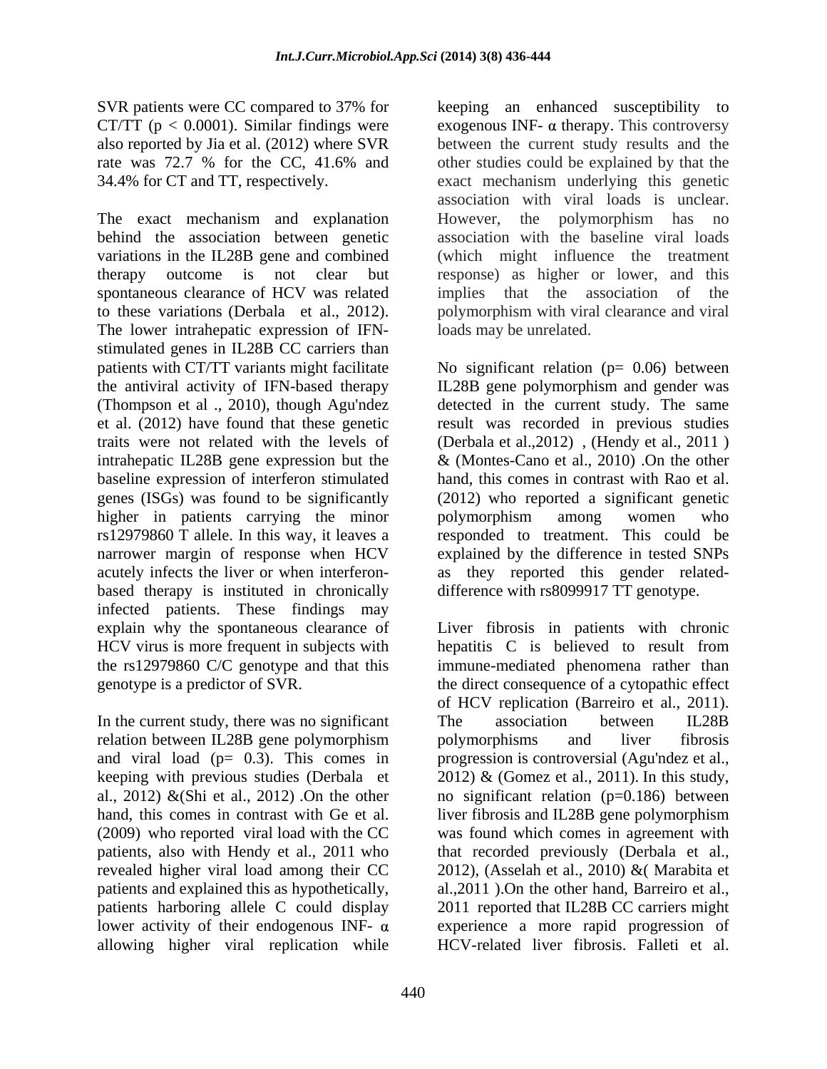SVR patients were CC compared to 37% for CT/TT ($p < 0.0001$). Similar findings were also reported by Jia et al. (2012) where SVR rate was 72.7 % for the CC, 41.6% and 34.4% for CT and TT, respectively.

The exact mechanism and explanation behind the association between genetic variations in the IL28B gene and combined therapy outcome is not clear but spontaneous clearance of HCV was related to these variations (Derbala et al., 2012). The lower intrahepatic expression of IFN-stimulated genes in IL28B CC carriers than patients with CT/TT variants might facilitate the antiviral activity of IFN-based therapy (Thompson et al ., 2010), though Agu'ndez et al. (2012) have found that these genetic traits were not related with the levels of intrahepatic IL28B gene expression but the baseline expression of interferon stimulated genes (ISGs) was found to be significantly higher in patients carrying the minor rs12979860 T allele. In this way, it leaves a narrower margin of response when HCV acutely infects the liver or when interferon-based therapy is instituted in chronically infected patients. These findings may explain why the spontaneous clearance of HCV virus is more frequent in subjects with the rs12979860 C/C genotype and that this genotype is a predictor of SVR.

In the current study, there was no significant relation between IL28B gene polymorphism and viral load ($p= 0.3$). This comes in keeping with previous studies (Derbala et al., 2012) &(Shi et al., 2012) .On the other hand, this comes in contrast with Ge et al. (2009) who reported viral load with the CC patients, also with Hendy et al., 2011 who revealed higher viral load among their CC patients and explained this as hypothetically, patients harboring allele C could display lower activity of their endogenous INF- $\alpha$ allowing higher viral replication while keeping an enhanced susceptibility to exogenous INF- $\alpha$ therapy. This controversy between the current study results and the other studies could be explained by that the exact mechanism underlying this genetic association with viral loads is unclear. However, the polymorphism has no association with the baseline viral loads (which might influence the treatment response) as higher or lower, and this implies that the association of the polymorphism with viral clearance and viral loads may be unrelated.

No significant relation ($p= 0.06$) between IL28B gene polymorphism and gender was detected in the current study. The same result was recorded in previous studies (Derbala et al.,2012) , (Hendy et al., 2011 ) & (Montes-Cano et al., 2010) .On the other hand, this comes in contrast with Rao et al. (2012) who reported a significant genetic polymorphism among women who responded to treatment. This could be explained by the difference in tested SNPs as they reported this gender related-difference with rs8099917 TT genotype.

Liver fibrosis in patients with chronic hepatitis C is believed to result from immune-mediated phenomena rather than the direct consequence of a cytopathic effect of HCV replication (Barreiro et al., 2011). The association between IL28B polymorphisms and liver fibrosis progression is controversial (Agu'ndez et al., 2012) & (Gomez et al., 2011). In this study, no significant relation ($p=0.186$) between liver fibrosis and IL28B gene polymorphism was found which comes in agreement with that recorded previously (Derbala et al., 2012), (Asselah et al., 2010) &( Marabita et al.,2011 ).On the other hand, Barreiro et al., 2011 reported that IL28B CC carriers might experience a more rapid progression of HCV-related liver fibrosis. Falleti et al.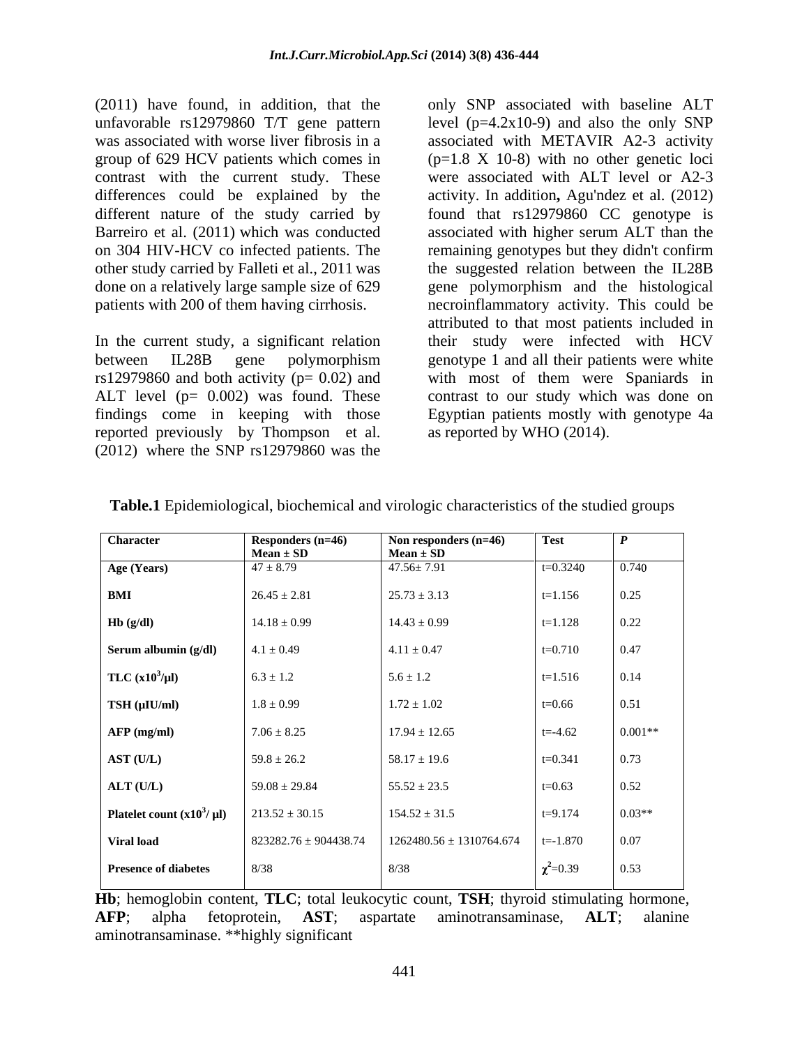(2011) have found, in addition, that the unfavorable rs12979860 T/T gene pattern was associated with worse liver fibrosis in a group of 629 HCV patients which comes in contrast with the current study. These differences could be explained by the different nature of the study carried by Barreiro et al. (2011) which was conducted on 304 HIV-HCV co infected patients. The other study carried by Falleti et al., 2011 was done on a relatively large sample size of 629 patients with 200 of them having cirrhosis.

In the current study, a significant relation between IL28B gene polymorphism rs12979860 and both activity (p= 0.02) and ALT level (p= 0.002) was found. These findings come in keeping with those reported previously by Thompson et al. (2012) where the SNP rs12979860 was the only SNP associated with baseline ALT level (p=4.2x10-9) and also the only SNP associated with METAVIR A2-3 activity (p=1.8 X 10-8) with no other genetic loci were associated with ALT level or A2-3 activity. In addition, Agu'ndez et al. (2012) found that rs12979860 CC genotype is associated with higher serum ALT than the remaining genotypes but they didn't confirm the suggested relation between the IL28B gene polymorphism and the histological necroinflammatory activity. This could be attributed to that most patients included in their study were infected with HCV genotype 1 and all their patients were white with most of them were Spaniards in contrast to our study which was done on Egyptian patients mostly with genotype 4a as reported by WHO (2014).

**Table.1** Epidemiological, biochemical and virologic characteristics of the studied groups

| Character | Responders (n=46) Mean ± SD | Non responders (n=46) Mean ± SD | Test | *P* |
|---|---|---|---|---|
| **Age (Years)** | 47 ± 8.79 | 47.56± 7.91 | t=0.3240 | 0.740 |
| **BMI** | 26.45 ± 2.81 | 25.73 ± 3.13 | t=1.156 | 0.25 |
| **Hb (g/dl)** | 14.18 ± 0.99 | 14.43 ± 0.99 | t=1.128 | 0.22 |
| **Serum albumin (g/dl)** | 4.1 ± 0.49 | 4.11 ± 0.47 | t=0.710 | 0.47 |
| **TLC ($x10^3$/µl)** | 6.3 ± 1.2 | 5.6 ± 1.2 | t=1.516 | 0.14 |
| **TSH (µIU/ml)** | 1.8 ± 0.99 | 1.72 ± 1.02 | t=0.66 | 0.51 |
| **AFP (mg/ml)** | 7.06 ± 8.25 | 17.94 ± 12.65 | t=-4.62 | 0.001** |
| **AST (U/L)** | 59.8 ± 26.2 | 58.17 ± 19.6 | t=0.341 | 0.73 |
| **ALT (U/L)** | 59.08 ± 29.84 | 55.52 ± 23.5 | t=0.63 | 0.52 |
| **Platelet count ($x10^3$/ µl)** | 213.52 ± 30.15 | 154.52 ± 31.5 | t=9.174 | 0.03** |
| **Viral load** | 823282.76 ± 904438.74 | 1262480.56 ± 1310764.674 | t=-1.870 | 0.07 |
| **Presence of diabetes** | 8/38 | 8/38 | $\chi^2$=0.39 | 0.53 |

**Hb**; hemoglobin content, **TLC**; total leukocytic count, **TSH**; thyroid stimulating hormone, **AFP**; alpha fetoprotein, **AST**; aspartate aminotransaminase, **ALT**; alanine aminotransaminase. **highly significant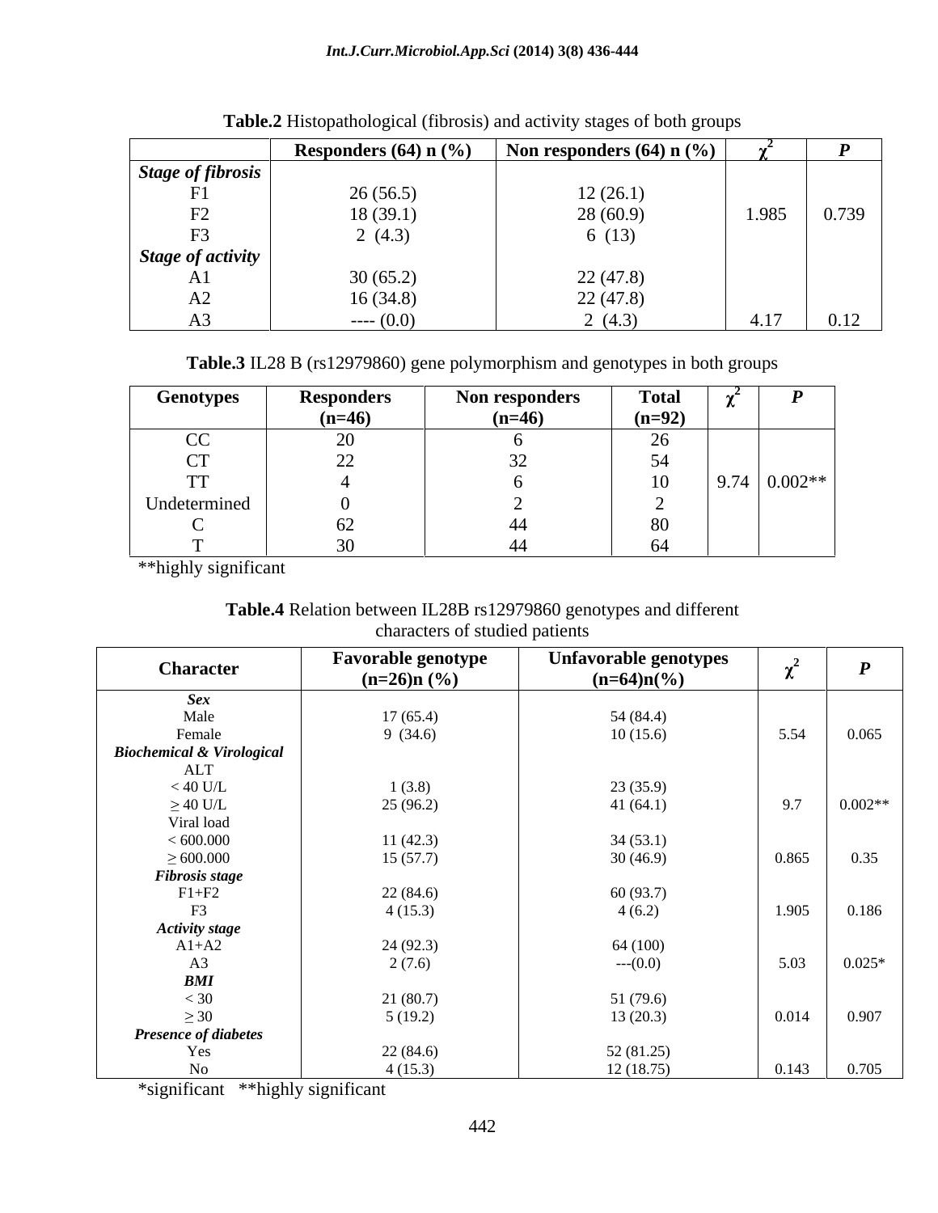**Table.2** Histopathological (fibrosis) and activity stages of both groups

| | Responders (64) n (%) | Non responders (64) n (%) | $\chi^2$ | *P* |
|---|---|---|---|---|
| ***Stage of fibrosis*** | | | | |
| F1 | 26 (56.5) | 12 (26.1) | | |
| F2 | 18 (39.1) | 28 (60.9) | 1.985 | 0.739 |
| F3 | 2 (4.3) | 6 (13) | | |
| ***Stage of activity*** | | | | |
| A1 | 30 (65.2) | 22 (47.8) | | |
| A2 | 16 (34.8) | 22 (47.8) | | |
| A3 | ---- (0.0) | 2 (4.3) | 4.17 | 0.12 |

**Table.3** IL28 B (rs12979860) gene polymorphism and genotypes in both groups

| Genotypes | Responders (n=46) | Non responders (n=46) | Total (n=92) | $\chi^2$ | *P* |
|---|---|---|---|---|---|
| CC | 20 | 6 | 26 | | |
| CT | 22 | 32 | 54 | | |
| TT | 4 | 6 | 10 | 9.74 | 0.002** |
| Undetermined | 0 | 2 | 2 | | |
| C | 62 | 44 | 80 | | |
| T | 30 | 44 | 64 | | |

**highly significant

**Table.4** Relation between IL28B rs12979860 genotypes and different characters of studied patients

| Character | Favorable genotype (n=26)n (%) | Unfavorable genotypes (n=64)n(%) | $\chi^2$ | *P* |
|---|---|---|---|---|
| ***Sex*** | | | | |
| Male | 17 (65.4) | 54 (84.4) | | |
| Female | 9 (34.6) | 10 (15.6) | 5.54 | 0.065 |
| ***Biochemical & Virological*** | | | | |
| ALT | | | | |
| < 40 U/L | 1 (3.8) | 23 (35.9) | | |
| ≥ 40 U/L | 25 (96.2) | 41 (64.1) | 9.7 | 0.002** |
| Viral load | | | | |
| < 600.000 | 11 (42.3) | 34 (53.1) | | |
| ≥ 600.000 | 15 (57.7) | 30 (46.9) | 0.865 | 0.35 |
| ***Fibrosis stage*** | | | | |
| F1+F2 | 22 (84.6) | 60 (93.7) | | |
| F3 | 4 (15.3) | 4 (6.2) | 1.905 | 0.186 |
| ***Activity stage*** | | | | |
| A1+A2 | 24 (92.3) | 64 (100) | | |
| A3 | 2 (7.6) | ---(0.0) | 5.03 | 0.025* |
| ***BMI*** | | | | |
| < 30 | 21 (80.7) | 51 (79.6) | | |
| ≥ 30 | 5 (19.2) | 13 (20.3) | 0.014 | 0.907 |
| ***Presence of diabetes*** | | | | |
| Yes | 22 (84.6) | 52 (81.25) | | |
| No | 4 (15.3) | 12 (18.75) | 0.143 | 0.705 |

*significant **highly significant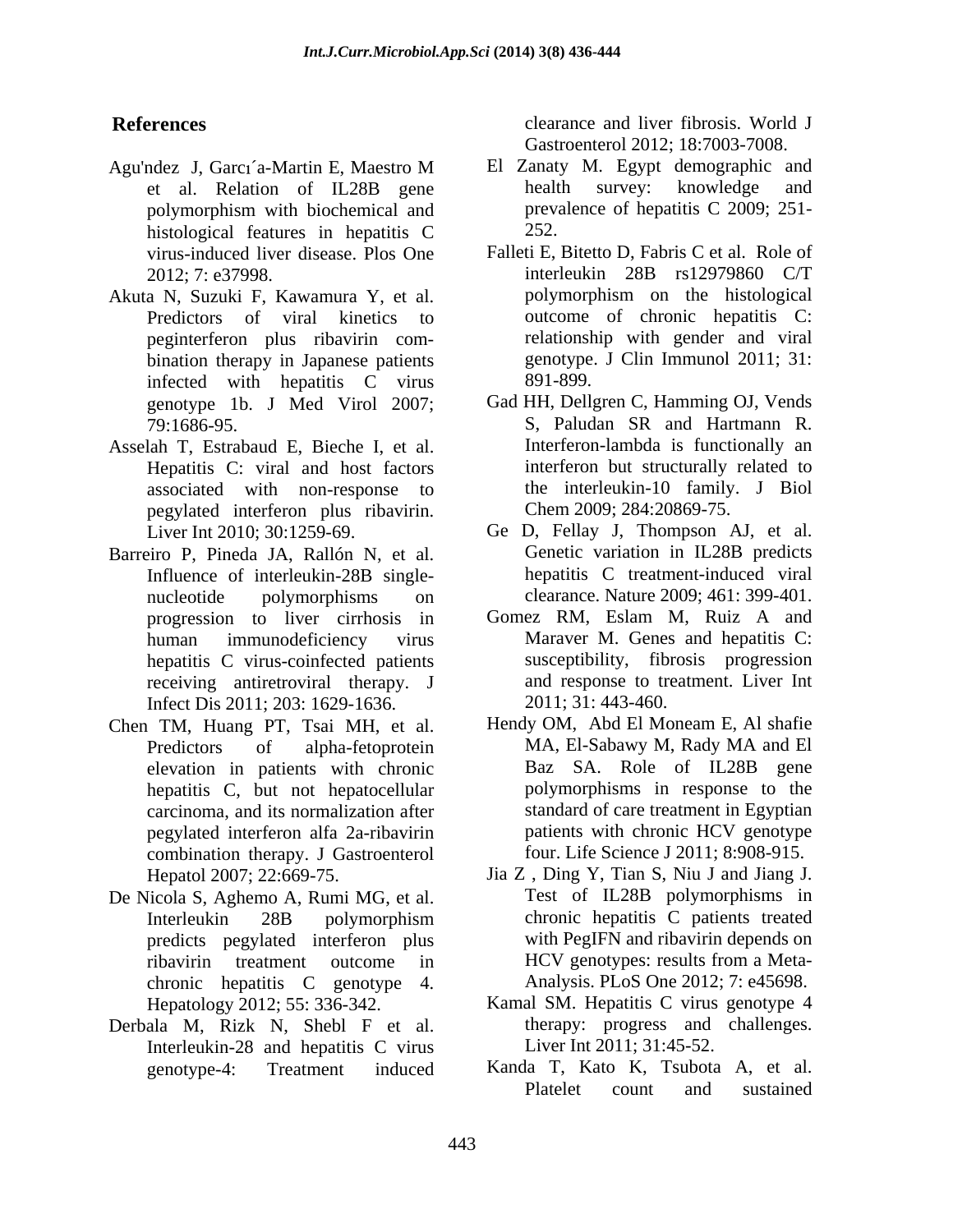## References

Agu'ndez J, Garcı´a-Martin E, Maestro M et al. Relation of IL28B gene polymorphism with biochemical and histological features in hepatitis C virus-induced liver disease. Plos One 2012; 7: e37998.

Akuta N, Suzuki F, Kawamura Y, et al. Predictors of viral kinetics to peginterferon plus ribavirin combination therapy in Japanese patients infected with hepatitis C virus genotype 1b. J Med Virol 2007; 79:1686-95.

Asselah T, Estrabaud E, Bieche I, et al. Hepatitis C: viral and host factors associated with non-response to pegylated interferon plus ribavirin. Liver Int 2010; 30:1259-69.

Barreiro P, Pineda JA, Rallón N, et al. Influence of interleukin-28B single-nucleotide polymorphisms on progression to liver cirrhosis in human immunodeficiency virus hepatitis C virus-coinfected patients receiving antiretroviral therapy. J Infect Dis 2011; 203: 1629-1636.

Chen TM, Huang PT, Tsai MH, et al. Predictors of alpha-fetoprotein elevation in patients with chronic hepatitis C, but not hepatocellular carcinoma, and its normalization after pegylated interferon alfa 2a-ribavirin combination therapy. J Gastroenterol Hepatol 2007; 22:669-75.

De Nicola S, Aghemo A, Rumi MG, et al. Interleukin 28B polymorphism predicts pegylated interferon plus ribavirin treatment outcome in chronic hepatitis C genotype 4. Hepatology 2012; 55: 336-342.

Derbala M, Rizk N, Shebl F et al. Interleukin-28 and hepatitis C virus genotype-4: Treatment induced clearance and liver fibrosis. World J Gastroenterol 2012; 18:7003-7008.

El Zanaty M. Egypt demographic and health survey: knowledge and prevalence of hepatitis C 2009; 251-252.

Falleti E, Bitetto D, Fabris C et al. Role of interleukin 28B rs12979860 C/T polymorphism on the histological outcome of chronic hepatitis C: relationship with gender and viral genotype. J Clin Immunol 2011; 31: 891-899.

Gad HH, Dellgren C, Hamming OJ, Vends S, Paludan SR and Hartmann R. Interferon-lambda is functionally an interferon but structurally related to the interleukin-10 family. J Biol Chem 2009; 284:20869-75.

Ge D, Fellay J, Thompson AJ, et al. Genetic variation in IL28B predicts hepatitis C treatment-induced viral clearance. Nature 2009; 461: 399-401.

Gomez RM, Eslam M, Ruiz A and Maraver M. Genes and hepatitis C: susceptibility, fibrosis progression and response to treatment. Liver Int 2011; 31: 443-460.

Hendy OM, Abd El Moneam E, Al shafie MA, El-Sabawy M, Rady MA and El Baz SA. Role of IL28B gene polymorphisms in response to the standard of care treatment in Egyptian patients with chronic HCV genotype four. Life Science J 2011; 8:908-915.

Jia Z , Ding Y, Tian S, Niu J and Jiang J. Test of IL28B polymorphisms in chronic hepatitis C patients treated with PegIFN and ribavirin depends on HCV genotypes: results from a Meta-Analysis. PLoS One 2012; 7: e45698.

Kamal SM. Hepatitis C virus genotype 4 therapy: progress and challenges. Liver Int 2011; 31:45-52.

Kanda T, Kato K, Tsubota A, et al. Platelet count and sustained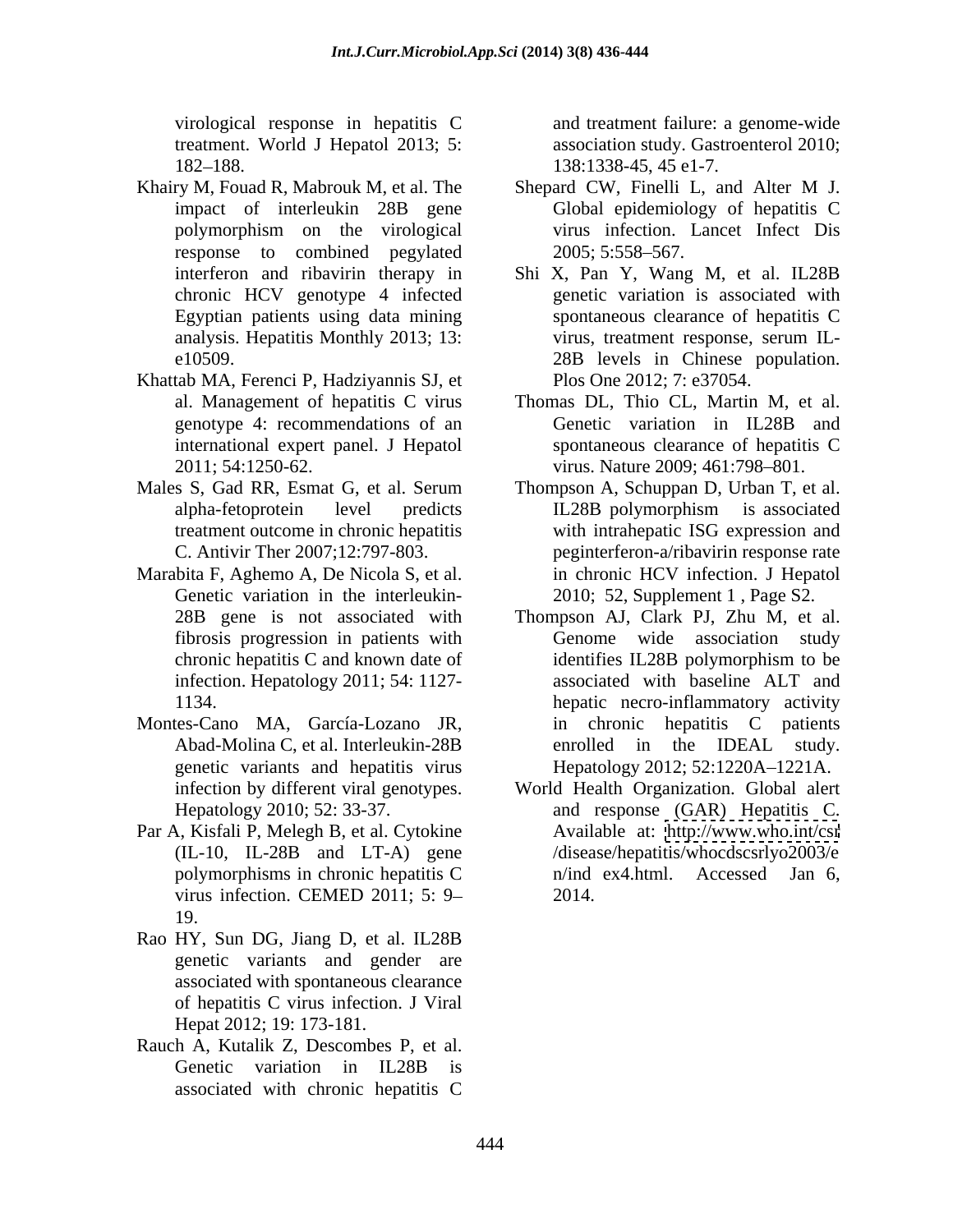virological response in hepatitis C treatment. World J Hepatol 2013; 5: 182–188.

Khairy M, Fouad R, Mabrouk M, et al. The impact of interleukin 28B gene polymorphism on the virological response to combined pegylated interferon and ribavirin therapy in chronic HCV genotype 4 infected Egyptian patients using data mining analysis. Hepatitis Monthly 2013; 13: e10509.

Khattab MA, Ferenci P, Hadziyannis SJ, et al. Management of hepatitis C virus genotype 4: recommendations of an international expert panel. J Hepatol 2011; 54:1250-62.

Males S, Gad RR, Esmat G, et al. Serum alpha-fetoprotein level predicts treatment outcome in chronic hepatitis C. Antivir Ther 2007;12:797-803.

Marabita F, Aghemo A, De Nicola S, et al. Genetic variation in the interleukin-28B gene is not associated with fibrosis progression in patients with chronic hepatitis C and known date of infection. Hepatology 2011; 54: 1127-1134.

Montes-Cano MA, García-Lozano JR, Abad-Molina C, et al. Interleukin-28B genetic variants and hepatitis virus infection by different viral genotypes. Hepatology 2010; 52: 33-37.

Par A, Kisfali P, Melegh B, et al. Cytokine (IL-10, IL-28B and LT-A) gene polymorphisms in chronic hepatitis C virus infection. CEMED 2011; 5: 9–19.

Rao HY, Sun DG, Jiang D, et al. IL28B genetic variants and gender are associated with spontaneous clearance of hepatitis C virus infection. J Viral Hepat 2012; 19: 173-181.

Rauch A, Kutalik Z, Descombes P, et al. Genetic variation in IL28B is associated with chronic hepatitis C and treatment failure: a genome-wide association study. Gastroenterol 2010; 138:1338-45, 45 e1-7.

Shepard CW, Finelli L, and Alter M J. Global epidemiology of hepatitis C virus infection. Lancet Infect Dis 2005; 5:558–567.

Shi X, Pan Y, Wang M, et al. IL28B genetic variation is associated with spontaneous clearance of hepatitis C virus, treatment response, serum IL-28B levels in Chinese population. Plos One 2012; 7: e37054.

Thomas DL, Thio CL, Martin M, et al. Genetic variation in IL28B and spontaneous clearance of hepatitis C virus. Nature 2009; 461:798–801.

Thompson A, Schuppan D, Urban T, et al. IL28B polymorphism is associated with intrahepatic ISG expression and peginterferon-a/ribavirin response rate in chronic HCV infection. J Hepatol 2010; 52, Supplement 1 , Page S2.

Thompson AJ, Clark PJ, Zhu M, et al. Genome wide association study identifies IL28B polymorphism to be associated with baseline ALT and hepatic necro-inflammatory activity in chronic hepatitis C patients enrolled in the IDEAL study. Hepatology 2012; 52:1220A–1221A.

World Health Organization. Global alert and response (GAR) Hepatitis C. Available at: http://www.who.int/csr/disease/hepatitis/whocdscsrlyo2003/en/ind ex4.html. Accessed Jan 6, 2014.